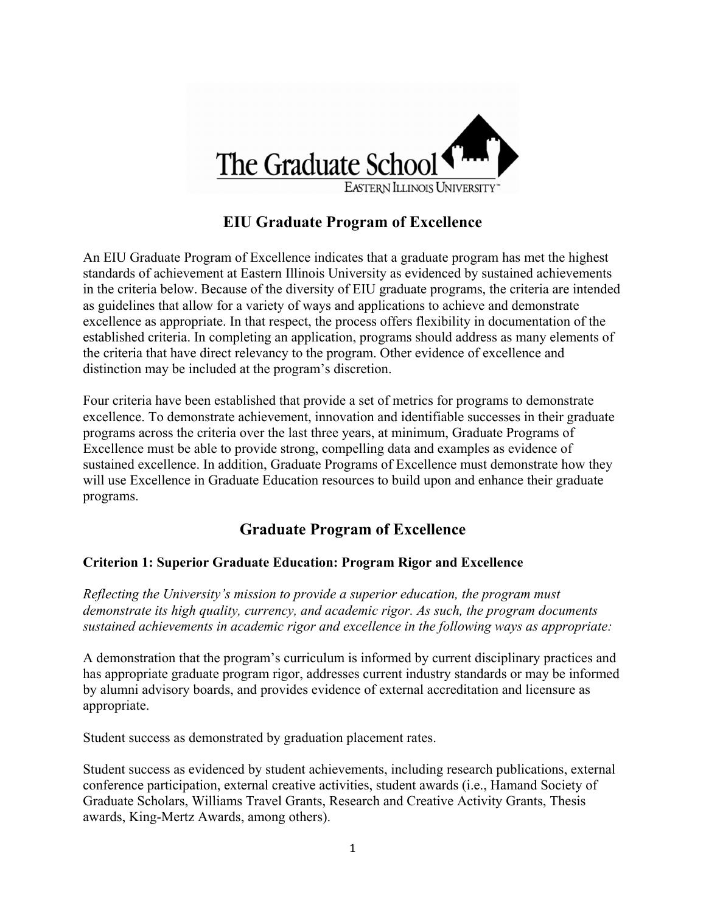The Graduate School

Eastern Illinois University

# EIU Graduate Program of Excellence

An EIU Graduate Program of Excellence indicates that a graduate program has met the highest standards of achievement at Eastern Illinois University as evidenced by sustained achievements in the criteria below. Because of the diversity of EIU graduate programs, the criteria are intended as guidelines that allow for a variety of ways and applications to achieve and demonstrate excellence as appropriate. In that respect, the process offers flexibility in documentation of the established criteria. In completing an application, programs should address as many elements of the criteria that have direct relevancy to the program. Other evidence of excellence and distinction may be included at the program's discretion.

Four criteria have been established that provide a set of metrics for programs to demonstrate excellence. To demonstrate achievement, innovation and identifiable successes in their graduate programs across the criteria over the last three years, at minimum, Graduate Programs of Excellence must be able to provide strong, compelling data and examples as evidence of sustained excellence. In addition, Graduate Programs of Excellence must demonstrate how they will use Excellence in Graduate Education resources to build upon and enhance their graduate programs.

## Graduate Program of Excellence

### Criterion 1: Superior Graduate Education: Program Rigor and Excellence

*Reflecting the University's mission to provide a superior education, the program must demonstrate its high quality, currency, and academic rigor. As such, the program documents sustained achievements in academic rigor and excellence in the following ways as appropriate:*

A demonstration that the program's curriculum is informed by current disciplinary practices and has appropriate graduate program rigor, addresses current industry standards or may be informed by alumni advisory boards, and provides evidence of external accreditation and licensure as appropriate.

Student success as demonstrated by graduation placement rates.

Student success as evidenced by student achievements, including research publications, external conference participation, external creative activities, student awards (i.e., Hamand Society of Graduate Scholars, Williams Travel Grants, Research and Creative Activity Grants, Thesis awards, King-Mertz Awards, among others).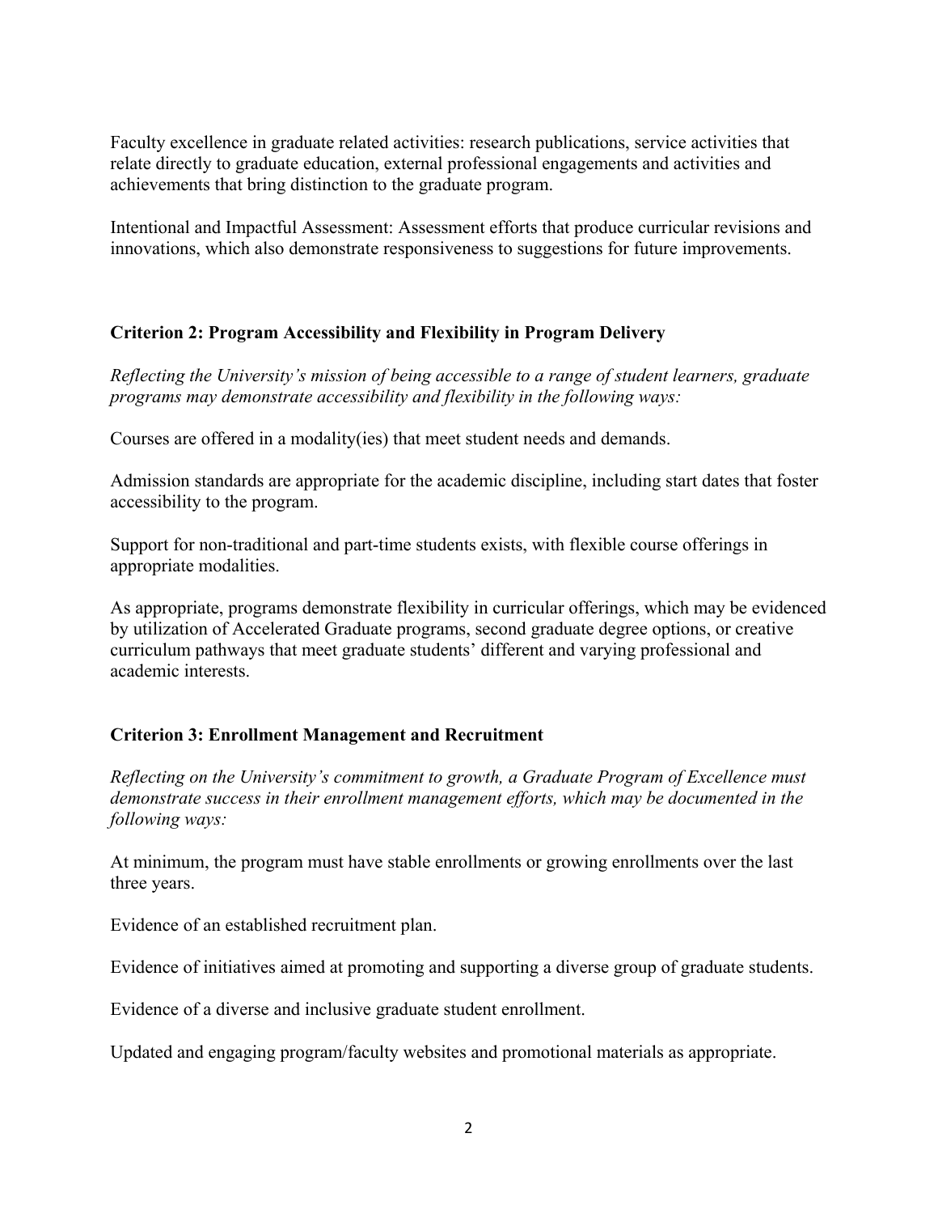Faculty excellence in graduate related activities: research publications, service activities that relate directly to graduate education, external professional engagements and activities and achievements that bring distinction to the graduate program.

Intentional and Impactful Assessment: Assessment efforts that produce curricular revisions and innovations, which also demonstrate responsiveness to suggestions for future improvements.

### Criterion 2: Program Accessibility and Flexibility in Program Delivery

*Reflecting the University's mission of being accessible to a range of student learners, graduate programs may demonstrate accessibility and flexibility in the following ways:*

Courses are offered in a modality(ies) that meet student needs and demands.

Admission standards are appropriate for the academic discipline, including start dates that foster accessibility to the program.

Support for non-traditional and part-time students exists, with flexible course offerings in appropriate modalities.

As appropriate, programs demonstrate flexibility in curricular offerings, which may be evidenced by utilization of Accelerated Graduate programs, second graduate degree options, or creative curriculum pathways that meet graduate students' different and varying professional and academic interests.

### Criterion 3: Enrollment Management and Recruitment

*Reflecting on the University's commitment to growth, a Graduate Program of Excellence must demonstrate success in their enrollment management efforts, which may be documented in the following ways:*

At minimum, the program must have stable enrollments or growing enrollments over the last three years.

Evidence of an established recruitment plan.

Evidence of initiatives aimed at promoting and supporting a diverse group of graduate students.

Evidence of a diverse and inclusive graduate student enrollment.

Updated and engaging program/faculty websites and promotional materials as appropriate.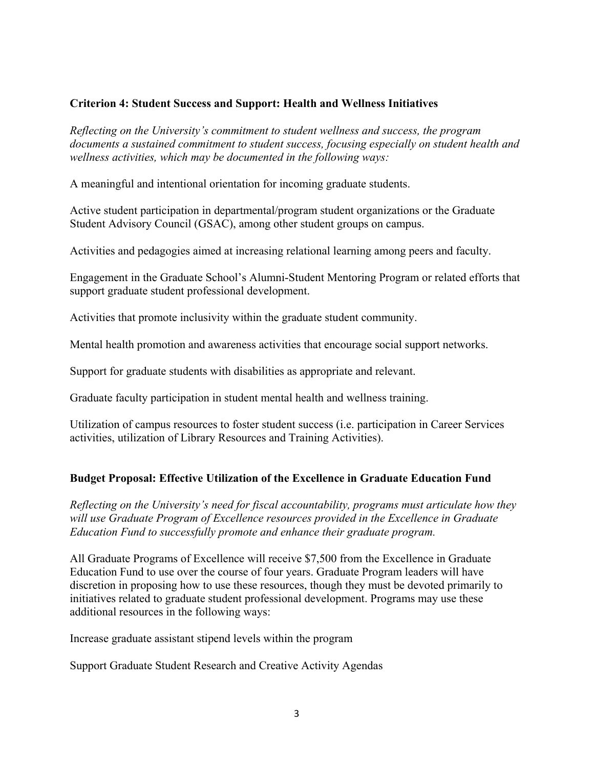**Criterion 4: Student Success and Support: Health and Wellness Initiatives**

*Reflecting on the University's commitment to student wellness and success, the program documents a sustained commitment to student success, focusing especially on student health and wellness activities, which may be documented in the following ways:*

A meaningful and intentional orientation for incoming graduate students.

Active student participation in departmental/program student organizations or the Graduate Student Advisory Council (GSAC), among other student groups on campus.

Activities and pedagogies aimed at increasing relational learning among peers and faculty.

Engagement in the Graduate School's Alumni-Student Mentoring Program or related efforts that support graduate student professional development.

Activities that promote inclusivity within the graduate student community.

Mental health promotion and awareness activities that encourage social support networks.

Support for graduate students with disabilities as appropriate and relevant.

Graduate faculty participation in student mental health and wellness training.

Utilization of campus resources to foster student success (i.e. participation in Career Services activities, utilization of Library Resources and Training Activities).

**Budget Proposal: Effective Utilization of the Excellence in Graduate Education Fund**

*Reflecting on the University's need for fiscal accountability, programs must articulate how they will use Graduate Program of Excellence resources provided in the Excellence in Graduate Education Fund to successfully promote and enhance their graduate program.*

All Graduate Programs of Excellence will receive $7,500 from the Excellence in Graduate Education Fund to use over the course of four years. Graduate Program leaders will have discretion in proposing how to use these resources, though they must be devoted primarily to initiatives related to graduate student professional development. Programs may use these additional resources in the following ways:

Increase graduate assistant stipend levels within the program

Support Graduate Student Research and Creative Activity Agendas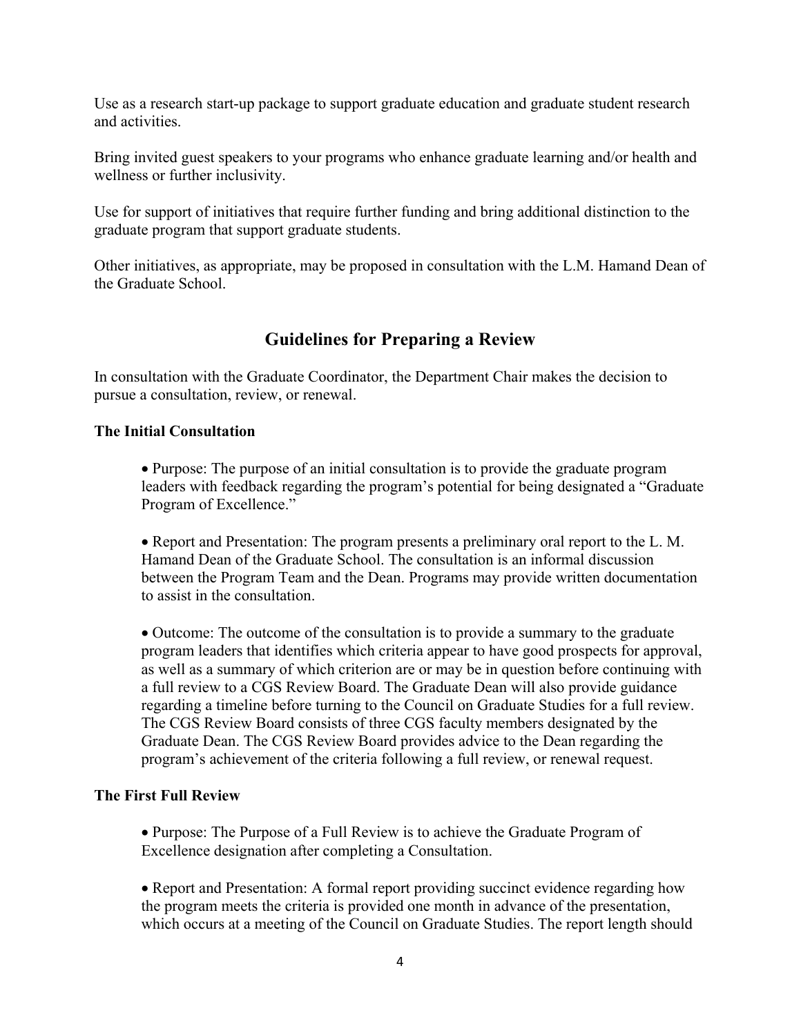Use as a research start-up package to support graduate education and graduate student research and activities.

Bring invited guest speakers to your programs who enhance graduate learning and/or health and wellness or further inclusivity.

Use for support of initiatives that require further funding and bring additional distinction to the graduate program that support graduate students.

Other initiatives, as appropriate, may be proposed in consultation with the L.M. Hamand Dean of the Graduate School.

## Guidelines for Preparing a Review

In consultation with the Graduate Coordinator, the Department Chair makes the decision to pursue a consultation, review, or renewal.

**The Initial Consultation**

- Purpose: The purpose of an initial consultation is to provide the graduate program leaders with feedback regarding the program's potential for being designated a "Graduate Program of Excellence."

- Report and Presentation: The program presents a preliminary oral report to the L. M. Hamand Dean of the Graduate School. The consultation is an informal discussion between the Program Team and the Dean. Programs may provide written documentation to assist in the consultation.

- Outcome: The outcome of the consultation is to provide a summary to the graduate program leaders that identifies which criteria appear to have good prospects for approval, as well as a summary of which criterion are or may be in question before continuing with a full review to a CGS Review Board. The Graduate Dean will also provide guidance regarding a timeline before turning to the Council on Graduate Studies for a full review. The CGS Review Board consists of three CGS faculty members designated by the Graduate Dean. The CGS Review Board provides advice to the Dean regarding the program's achievement of the criteria following a full review, or renewal request.

**The First Full Review**

- Purpose: The Purpose of a Full Review is to achieve the Graduate Program of Excellence designation after completing a Consultation.

- Report and Presentation: A formal report providing succinct evidence regarding how the program meets the criteria is provided one month in advance of the presentation, which occurs at a meeting of the Council on Graduate Studies. The report length should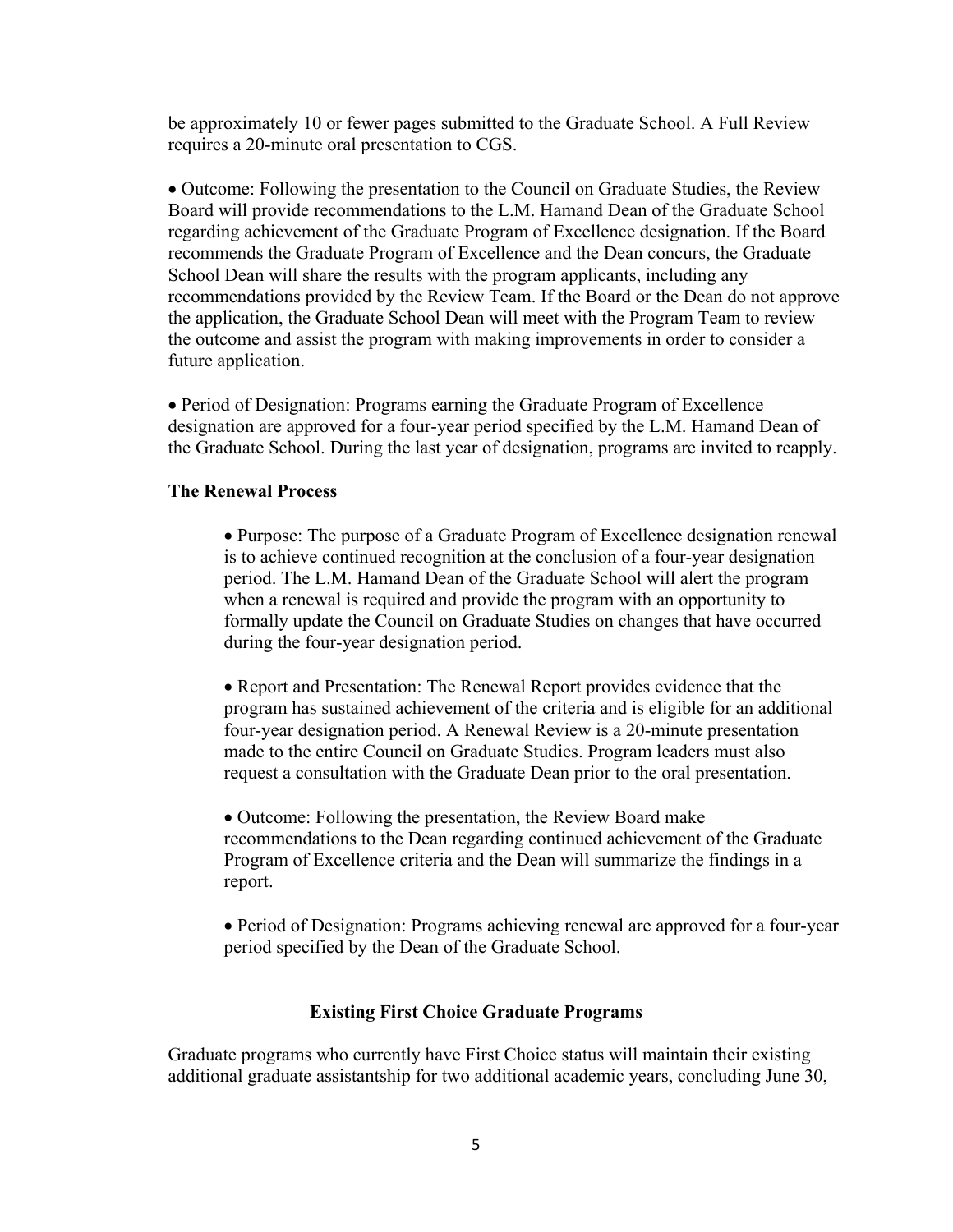be approximately 10 or fewer pages submitted to the Graduate School. A Full Review requires a 20-minute oral presentation to CGS.

- Outcome: Following the presentation to the Council on Graduate Studies, the Review Board will provide recommendations to the L.M. Hamand Dean of the Graduate School regarding achievement of the Graduate Program of Excellence designation. If the Board recommends the Graduate Program of Excellence and the Dean concurs, the Graduate School Dean will share the results with the program applicants, including any recommendations provided by the Review Team. If the Board or the Dean do not approve the application, the Graduate School Dean will meet with the Program Team to review the outcome and assist the program with making improvements in order to consider a future application.

- Period of Designation: Programs earning the Graduate Program of Excellence designation are approved for a four-year period specified by the L.M. Hamand Dean of the Graduate School. During the last year of designation, programs are invited to reapply.

**The Renewal Process**

- Purpose: The purpose of a Graduate Program of Excellence designation renewal is to achieve continued recognition at the conclusion of a four-year designation period. The L.M. Hamand Dean of the Graduate School will alert the program when a renewal is required and provide the program with an opportunity to formally update the Council on Graduate Studies on changes that have occurred during the four-year designation period.

- Report and Presentation: The Renewal Report provides evidence that the program has sustained achievement of the criteria and is eligible for an additional four-year designation period. A Renewal Review is a 20-minute presentation made to the entire Council on Graduate Studies. Program leaders must also request a consultation with the Graduate Dean prior to the oral presentation.

- Outcome: Following the presentation, the Review Board make recommendations to the Dean regarding continued achievement of the Graduate Program of Excellence criteria and the Dean will summarize the findings in a report.

- Period of Designation: Programs achieving renewal are approved for a four-year period specified by the Dean of the Graduate School.

## Existing First Choice Graduate Programs

Graduate programs who currently have First Choice status will maintain their existing additional graduate assistantship for two additional academic years, concluding June 30,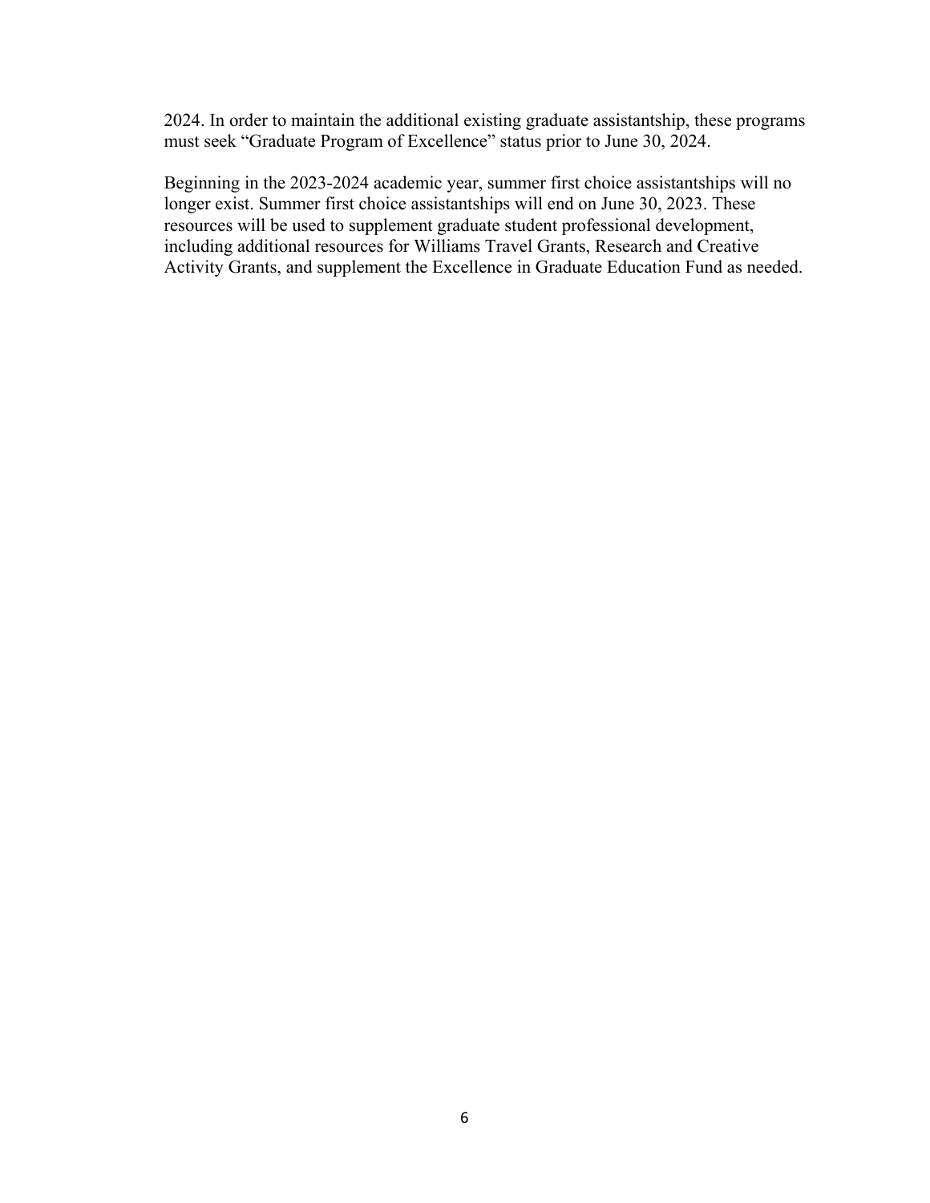2024. In order to maintain the additional existing graduate assistantship, these programs must seek “Graduate Program of Excellence” status prior to June 30, 2024.

Beginning in the 2023-2024 academic year, summer first choice assistantships will no longer exist. Summer first choice assistantships will end on June 30, 2023. These resources will be used to supplement graduate student professional development, including additional resources for Williams Travel Grants, Research and Creative Activity Grants, and supplement the Excellence in Graduate Education Fund as needed.